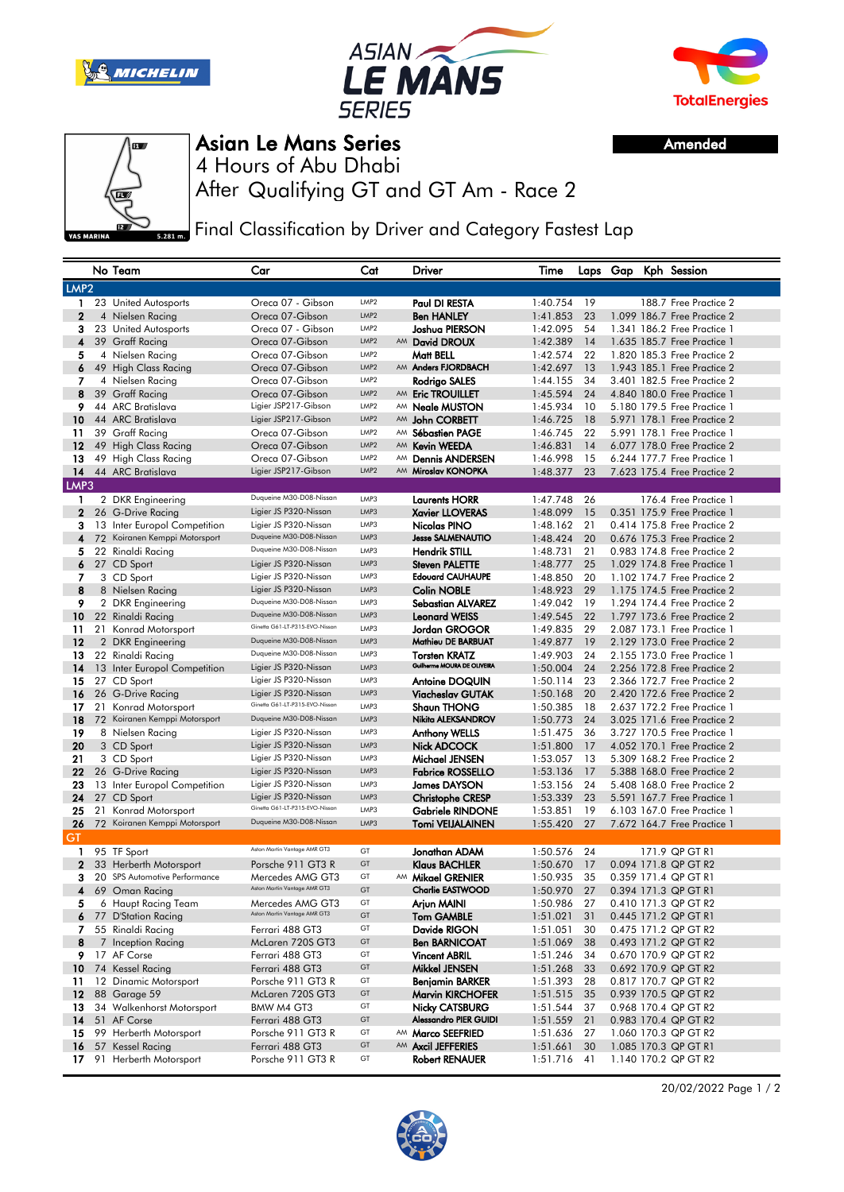# Asian Le Mans Series

**Amended**

4 Hours of Abu Dhabi

After Qualifying GT and GT Am - Race 2

Final Classification by Driver and Category Fastest Lap

| | No | Team | Car | Cat | | Driver | Time | Laps | Gap | Kph | Session |
|---|---|---|---|---|---|---|---|---|---|---|---|
| **LMP2** | | | | | | | | | | | |
| 1 | 23 | United Autosports | Oreca 07 - Gibson | LMP2 | | Paul DI RESTA | 1:40.754 | 19 | | 188.7 | Free Practice 2 |
| 2 | 4 | Nielsen Racing | Oreca 07-Gibson | LMP2 | | Ben HANLEY | 1:41.853 | 23 | 1.099 | 186.7 | Free Practice 2 |
| 3 | 23 | United Autosports | Oreca 07 - Gibson | LMP2 | | Joshua PIERSON | 1:42.095 | 54 | 1.341 | 186.2 | Free Practice 1 |
| 4 | 39 | Graff Racing | Oreca 07-Gibson | LMP2 | AM | David DROUX | 1:42.389 | 14 | 1.635 | 185.7 | Free Practice 2 |
| 5 | 4 | Nielsen Racing | Oreca 07-Gibson | LMP2 | | Matt BELL | 1:42.574 | 22 | 1.820 | 185.3 | Free Practice 2 |
| 6 | 49 | High Class Racing | Oreca 07-Gibson | LMP2 | AM | Anders FJORDBACH | 1:42.697 | 13 | 1.943 | 185.1 | Free Practice 2 |
| 7 | 4 | Nielsen Racing | Oreca 07-Gibson | LMP2 | | Rodrigo SALES | 1:44.155 | 34 | 3.401 | 182.5 | Free Practice 2 |
| 8 | 39 | Graff Racing | Oreca 07-Gibson | LMP2 | AM | Eric TROUILLET | 1:45.594 | 24 | 4.840 | 180.0 | Free Practice 2 |
| 9 | 44 | ARC Bratislava | Ligier JSP217-Gibson | LMP2 | AM | Neale MUSTON | 1:45.934 | 10 | 5.180 | 179.5 | Free Practice 1 |
| 10 | 44 | ARC Bratislava | Ligier JSP217-Gibson | LMP2 | AM | John CORBETT | 1:46.725 | 18 | 5.971 | 178.1 | Free Practice 2 |
| 11 | 39 | Graff Racing | Oreca 07-Gibson | LMP2 | AM | Sébastien PAGE | 1:46.745 | 22 | 5.991 | 178.1 | Free Practice 1 |
| 12 | 49 | High Class Racing | Oreca 07-Gibson | LMP2 | AM | Kevin WEEDA | 1:46.831 | 14 | 6.077 | 178.0 | Free Practice 2 |
| 13 | 49 | High Class Racing | Oreca 07-Gibson | LMP2 | AM | Dennis ANDERSEN | 1:46.998 | 15 | 6.244 | 177.7 | Free Practice 1 |
| 14 | 44 | ARC Bratislava | Ligier JSP217-Gibson | LMP2 | AM | Miroslav KONOPKA | 1:48.377 | 23 | 7.623 | 175.4 | Free Practice 2 |
| **LMP3** | | | | | | | | | | | |
| 1 | 2 | DKR Engineering | Duqueine M30-D08-Nissan | LMP3 | | Laurents HORR | 1:47.748 | 26 | | 176.4 | Free Practice 1 |
| 2 | 26 | G-Drive Racing | Ligier JS P320-Nissan | LMP3 | | Xavier LLOVERAS | 1:48.099 | 15 | 0.351 | 175.9 | Free Practice 1 |
| 3 | 13 | Inter Europol Competition | Ligier JS P320-Nissan | LMP3 | | Nicolas PINO | 1:48.162 | 21 | 0.414 | 175.8 | Free Practice 2 |
| 4 | 72 | Koiranen Kemppi Motorsport | Duqueine M30-D08-Nissan | LMP3 | | Jesse SALMENAUTIO | 1:48.424 | 20 | 0.676 | 175.3 | Free Practice 2 |
| 5 | 22 | Rinaldi Racing | Duqueine M30-D08-Nissan | LMP3 | | Hendrik STILL | 1:48.731 | 21 | 0.983 | 174.8 | Free Practice 2 |
| 6 | 27 | CD Sport | Ligier JS P320-Nissan | LMP3 | | Steven PALETTE | 1:48.777 | 25 | 1.029 | 174.8 | Free Practice 1 |
| 7 | 3 | CD Sport | Ligier JS P320-Nissan | LMP3 | | Edouard CAUHAUPE | 1:48.850 | 20 | 1.102 | 174.7 | Free Practice 2 |
| 8 | 8 | Nielsen Racing | Ligier JS P320-Nissan | LMP3 | | Colin NOBLE | 1:48.923 | 29 | 1.175 | 174.5 | Free Practice 2 |
| 9 | 2 | DKR Engineering | Duqueine M30-D08-Nissan | LMP3 | | Sebastian ALVAREZ | 1:49.042 | 19 | 1.294 | 174.4 | Free Practice 2 |
| 10 | 22 | Rinaldi Racing | Duqueine M30-D08-Nissan | LMP3 | | Leonard WEISS | 1:49.545 | 22 | 1.797 | 173.6 | Free Practice 2 |
| 11 | 21 | Konrad Motorsport | Ginetta G61-LT-P315-EVO-Nissan | LMP3 | | Jordan GROGOR | 1:49.835 | 29 | 2.087 | 173.1 | Free Practice 1 |
| 12 | 2 | DKR Engineering | Duqueine M30-D08-Nissan | LMP3 | | Mathieu DE BARBUAT | 1:49.877 | 19 | 2.129 | 173.0 | Free Practice 2 |
| 13 | 22 | Rinaldi Racing | Duqueine M30-D08-Nissan | LMP3 | | Torsten KRATZ | 1:49.903 | 24 | 2.155 | 173.0 | Free Practice 1 |
| 14 | 13 | Inter Europol Competition | Ligier JS P320-Nissan | LMP3 | | Guilherme MOURA DE OLIVEIRA | 1:50.004 | 24 | 2.256 | 172.8 | Free Practice 2 |
| 15 | 27 | CD Sport | Ligier JS P320-Nissan | LMP3 | | Antoine DOQUIN | 1:50.114 | 23 | 2.366 | 172.7 | Free Practice 2 |
| 16 | 26 | G-Drive Racing | Ligier JS P320-Nissan | LMP3 | | Viacheslav GUTAK | 1:50.168 | 20 | 2.420 | 172.6 | Free Practice 2 |
| 17 | 21 | Konrad Motorsport | Ginetta G61-LT-P315-EVO-Nissan | LMP3 | | Shaun THONG | 1:50.385 | 18 | 2.637 | 172.2 | Free Practice 1 |
| 18 | 72 | Koiranen Kemppi Motorsport | Duqueine M30-D08-Nissan | LMP3 | | Nikita ALEKSANDROV | 1:50.773 | 24 | 3.025 | 171.6 | Free Practice 2 |
| 19 | 8 | Nielsen Racing | Ligier JS P320-Nissan | LMP3 | | Anthony WELLS | 1:51.475 | 36 | 3.727 | 170.5 | Free Practice 1 |
| 20 | 3 | CD Sport | Ligier JS P320-Nissan | LMP3 | | Nick ADCOCK | 1:51.800 | 17 | 4.052 | 170.1 | Free Practice 2 |
| 21 | 3 | CD Sport | Ligier JS P320-Nissan | LMP3 | | Michael JENSEN | 1:53.057 | 13 | 5.309 | 168.2 | Free Practice 2 |
| 22 | 26 | G-Drive Racing | Ligier JS P320-Nissan | LMP3 | | Fabrice ROSSELLO | 1:53.136 | 17 | 5.388 | 168.0 | Free Practice 2 |
| 23 | 13 | Inter Europol Competition | Ligier JS P320-Nissan | LMP3 | | James DAYSON | 1:53.156 | 24 | 5.408 | 168.0 | Free Practice 2 |
| 24 | 27 | CD Sport | Ligier JS P320-Nissan | LMP3 | | Christophe CRESP | 1:53.339 | 23 | 5.591 | 167.7 | Free Practice 1 |
| 25 | 21 | Konrad Motorsport | Ginetta G61-LT-P315-EVO-Nissan | LMP3 | | Gabriele RINDONE | 1:53.851 | 19 | 6.103 | 167.0 | Free Practice 1 |
| 26 | 72 | Koiranen Kemppi Motorsport | Duqueine M30-D08-Nissan | LMP3 | | Tomi VEIJALAINEN | 1:55.420 | 27 | 7.672 | 164.7 | Free Practice 1 |
| **GT** | | | | | | | | | | | |
| 1 | 95 | TF Sport | Aston Martin Vantage AMR GT3 | GT | | Jonathan ADAM | 1:50.576 | 24 | | 171.9 | QP GT R1 |
| 2 | 33 | Herberth Motorsport | Porsche 911 GT3 R | GT | | Klaus BACHLER | 1:50.670 | 17 | 0.094 | 171.8 | QP GT R2 |
| 3 | 20 | SPS Automotive Performance | Mercedes AMG GT3 | GT | AM | Mikael GRENIER | 1:50.935 | 35 | 0.359 | 171.4 | QP GT R1 |
| 4 | 69 | Oman Racing | Aston Martin Vantage AMR GT3 | GT | | Charlie EASTWOOD | 1:50.970 | 27 | 0.394 | 171.3 | QP GT R1 |
| 5 | 6 | Haupt Racing Team | Mercedes AMG GT3 | GT | | Arjun MAINI | 1:50.986 | 27 | 0.410 | 171.3 | QP GT R2 |
| 6 | 77 | D'Station Racing | Aston Martin Vantage AMR GT3 | GT | | Tom GAMBLE | 1:51.021 | 31 | 0.445 | 171.2 | QP GT R1 |
| 7 | 55 | Rinaldi Racing | Ferrari 488 GT3 | GT | | Davide RIGON | 1:51.051 | 30 | 0.475 | 171.2 | QP GT R2 |
| 8 | 7 | Inception Racing | McLaren 720S GT3 | GT | | Ben BARNICOAT | 1:51.069 | 38 | 0.493 | 171.2 | QP GT R2 |
| 9 | 17 | AF Corse | Ferrari 488 GT3 | GT | | Vincent ABRIL | 1:51.246 | 34 | 0.670 | 170.9 | QP GT R2 |
| 10 | 74 | Kessel Racing | Ferrari 488 GT3 | GT | | Mikkel JENSEN | 1:51.268 | 33 | 0.692 | 170.9 | QP GT R2 |
| 11 | 12 | Dinamic Motorsport | Porsche 911 GT3 R | GT | | Benjamin BARKER | 1:51.393 | 28 | 0.817 | 170.7 | QP GT R2 |
| 12 | 88 | Garage 59 | McLaren 720S GT3 | GT | | Marvin KIRCHOFER | 1:51.515 | 35 | 0.939 | 170.5 | QP GT R2 |
| 13 | 34 | Walkenhorst Motorsport | BMW M4 GT3 | GT | | Nicky CATSBURG | 1:51.544 | 37 | 0.968 | 170.4 | QP GT R2 |
| 14 | 51 | AF Corse | Ferrari 488 GT3 | GT | | Alessandro PIER GUIDI | 1:51.559 | 21 | 0.983 | 170.4 | QP GT R2 |
| 15 | 99 | Herberth Motorsport | Porsche 911 GT3 R | GT | AM | Marco SEEFRIED | 1:51.636 | 27 | 1.060 | 170.3 | QP GT R2 |
| 16 | 57 | Kessel Racing | Ferrari 488 GT3 | GT | AM | Axcil JEFFERIES | 1:51.661 | 30 | 1.085 | 170.3 | QP GT R1 |
| 17 | 91 | Herberth Motorsport | Porsche 911 GT3 R | GT | | Robert RENAUER | 1:51.716 | 41 | 1.140 | 170.2 | QP GT R2 |

20/02/2022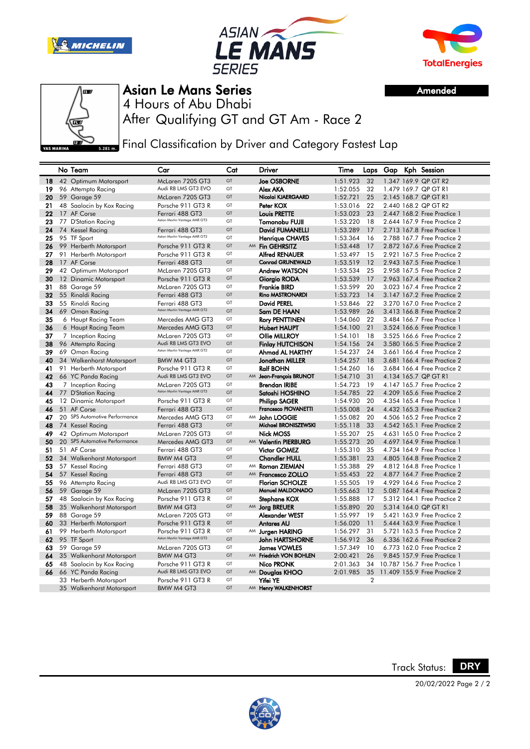# Asian Le Mans Series

4 Hours of Abu Dhabi

After Qualifying GT and GT Am - Race 2

Amended

Final Classification by Driver and Category Fastest Lap

| | No | Team | Car | Cat | | Driver | Time | Laps | Gap | Kph | Session |
|---|---|---|---|---|---|---|---|---|---|---|---|
| 18 | 42 | Optimum Motorsport | McLaren 720S GT3 | GT | | Joe OSBORNE | 1:51.923 | 32 | 1.347 | 169.9 | QP GT R2 |
| 19 | 96 | Attempto Racing | Audi R8 LMS GT3 EVO | GT | | Alex AKA | 1:52.055 | 32 | 1.479 | 169.7 | QP GT R1 |
| 20 | 59 | Garage 59 | McLaren 720S GT3 | GT | | Nicolai KJAERGAARD | 1:52.721 | 25 | 2.145 | 168.7 | QP GT R1 |
| 21 | 48 | Saalocin by Kox Racing | Porsche 911 GT3 R | GT | | Peter KOX | 1:53.016 | 22 | 2.440 | 168.2 | QP GT R2 |
| 22 | 17 | AF Corse | Ferrari 488 GT3 | GT | | Louis PRETTE | 1:53.023 | 23 | 2.447 | 168.2 | Free Practice 1 |
| 23 | 77 | D'Station Racing | Aston Martin Vantage AMR GT3 | GT | | Tomonobu FUJII | 1:53.220 | 18 | 2.644 | 167.9 | Free Practice 2 |
| 24 | 74 | Kessel Racing | Ferrari 488 GT3 | GT | | David FUMANELLI | 1:53.289 | 17 | 2.713 | 167.8 | Free Practice 1 |
| 25 | 95 | TF Sport | Aston Martin Vantage AMR GT3 | GT | | Henrique CHAVES | 1:53.364 | 16 | 2.788 | 167.7 | Free Practice 2 |
| 26 | 99 | Herberth Motorsport | Porsche 911 GT3 R | GT | AM | Fin GEHRSITZ | 1:53.448 | 17 | 2.872 | 167.6 | Free Practice 2 |
| 27 | 91 | Herberth Motorsport | Porsche 911 GT3 R | GT | | Alfred RENAUER | 1:53.497 | 15 | 2.921 | 167.5 | Free Practice 2 |
| 28 | 17 | AF Corse | Ferrari 488 GT3 | GT | | Conrad GRUNEWALD | 1:53.519 | 12 | 2.943 | 167.5 | Free Practice 1 |
| 29 | 42 | Optimum Motorsport | McLaren 720S GT3 | GT | | Andrew WATSON | 1:53.534 | 25 | 2.958 | 167.5 | Free Practice 2 |
| 30 | 12 | Dinamic Motorsport | Porsche 911 GT3 R | GT | | Giorgio RODA | 1:53.539 | 17 | 2.963 | 167.4 | Free Practice 2 |
| 31 | 88 | Garage 59 | McLaren 720S GT3 | GT | | Frankie BIRD | 1:53.599 | 20 | 3.023 | 167.4 | Free Practice 2 |
| 32 | 55 | Rinaldi Racing | Ferrari 488 GT3 | GT | | Rino MASTRONARDI | 1:53.723 | 14 | 3.147 | 167.2 | Free Practice 2 |
| 33 | 55 | Rinaldi Racing | Ferrari 488 GT3 | GT | | David PEREL | 1:53.846 | 22 | 3.270 | 167.0 | Free Practice 2 |
| 34 | 69 | Oman Racing | Aston Martin Vantage AMR GT3 | GT | | Sam DE HAAN | 1:53.989 | 26 | 3.413 | 166.8 | Free Practice 2 |
| 35 | 6 | Haupt Racing Team | Mercedes AMG GT3 | GT | | Rory PENTTINEN | 1:54.060 | 22 | 3.484 | 166.7 | Free Practice 1 |
| 36 | 6 | Haupt Racing Team | Mercedes AMG GT3 | GT | | Hubert HAUPT | 1:54.100 | 21 | 3.524 | 166.6 | Free Practice 1 |
| 37 | 7 | Inception Racing | McLaren 720S GT3 | GT | | Ollie MILLROY | 1:54.101 | 18 | 3.525 | 166.6 | Free Practice 2 |
| 38 | 96 | Attempto Racing | Audi R8 LMS GT3 EVO | GT | | Finlay HUTCHISON | 1:54.156 | 24 | 3.580 | 166.5 | Free Practice 2 |
| 39 | 69 | Oman Racing | Aston Martin Vantage AMR GT3 | GT | | Ahmad AL HARTHY | 1:54.237 | 24 | 3.661 | 166.4 | Free Practice 2 |
| 40 | 34 | Walkenhorst Motorsport | BMW M4 GT3 | GT | | Jonathan MILLER | 1:54.257 | 18 | 3.681 | 166.4 | Free Practice 2 |
| 41 | 91 | Herberth Motorsport | Porsche 911 GT3 R | GT | | Ralf BOHN | 1:54.260 | 16 | 3.684 | 166.4 | Free Practice 2 |
| 42 | 66 | YC Panda Racing | Audi R8 LMS GT3 EVO | GT | AM | Jean-François BRUNOT | 1:54.710 | 31 | 4.134 | 165.7 | QP GT R1 |
| 43 | 7 | Inception Racing | McLaren 720S GT3 | GT | | Brendan IRIBE | 1:54.723 | 19 | 4.147 | 165.7 | Free Practice 2 |
| 44 | 77 | D'Station Racing | Aston Martin Vantage AMR GT3 | GT | | Satoshi HOSHINO | 1:54.785 | 22 | 4.209 | 165.6 | Free Practice 2 |
| 45 | 12 | Dinamic Motorsport | Porsche 911 GT3 R | GT | | Philipp SAGER | 1:54.930 | 20 | 4.354 | 165.4 | Free Practice 1 |
| 46 | 51 | AF Corse | Ferrari 488 GT3 | GT | | Francesco PIOVANETTI | 1:55.008 | 24 | 4.432 | 165.3 | Free Practice 2 |
| 47 | 20 | SPS Automotive Performance | Mercedes AMG GT3 | GT | AM | John LOGGIE | 1:55.082 | 20 | 4.506 | 165.2 | Free Practice 2 |
| 48 | 74 | Kessel Racing | Ferrari 488 GT3 | GT | | Michael BRONISZEWSKI | 1:55.118 | 33 | 4.542 | 165.1 | Free Practice 2 |
| 49 | 42 | Optimum Motorsport | McLaren 720S GT3 | GT | | Nick MOSS | 1:55.207 | 25 | 4.631 | 165.0 | Free Practice 2 |
| 50 | 20 | SPS Automotive Performance | Mercedes AMG GT3 | GT | AM | Valentin PIERBURG | 1:55.273 | 20 | 4.697 | 164.9 | Free Practice 1 |
| 51 | 51 | AF Corse | Ferrari 488 GT3 | GT | | Victor GOMEZ | 1:55.310 | 35 | 4.734 | 164.9 | Free Practice 1 |
| 52 | 34 | Walkenhorst Motorsport | BMW M4 GT3 | GT | | Chandler HULL | 1:55.381 | 23 | 4.805 | 164.8 | Free Practice 2 |
| 53 | 57 | Kessel Racing | Ferrari 488 GT3 | GT | AM | Roman ZIEMIAN | 1:55.388 | 29 | 4.812 | 164.8 | Free Practice 1 |
| 54 | 57 | Kessel Racing | Ferrari 488 GT3 | GT | AM | Francesco ZOLLO | 1:55.453 | 22 | 4.877 | 164.7 | Free Practice 2 |
| 55 | 96 | Attempto Racing | Audi R8 LMS GT3 EVO | GT | | Florian SCHOLZE | 1:55.505 | 19 | 4.929 | 164.6 | Free Practice 2 |
| 56 | 59 | Garage 59 | McLaren 720S GT3 | GT | | Manuel MALDONADO | 1:55.663 | 12 | 5.087 | 164.4 | Free Practice 2 |
| 57 | 48 | Saalocin by Kox Racing | Porsche 911 GT3 R | GT | | Stephane KOX | 1:55.888 | 17 | 5.312 | 164.1 | Free Practice 2 |
| 58 | 35 | Walkenhorst Motorsport | BMW M4 GT3 | GT | AM | Jorg BREUER | 1:55.890 | 20 | 5.314 | 164.0 | QP GT R1 |
| 59 | 88 | Garage 59 | McLaren 720S GT3 | GT | | Alexander WEST | 1:55.997 | 19 | 5.421 | 163.9 | Free Practice 2 |
| 60 | 33 | Herberth Motorsport | Porsche 911 GT3 R | GT | | Antares AU | 1:56.020 | 11 | 5.444 | 163.9 | Free Practice 1 |
| 61 | 99 | Herberth Motorsport | Porsche 911 GT3 R | GT | AM | Jurgen HARING | 1:56.297 | 31 | 5.721 | 163.5 | Free Practice 2 |
| 62 | 95 | TF Sport | Aston Martin Vantage AMR GT3 | GT | | John HARTSHORNE | 1:56.912 | 36 | 6.336 | 162.6 | Free Practice 2 |
| 63 | 59 | Garage 59 | McLaren 720S GT3 | GT | | James VOWLES | 1:57.349 | 10 | 6.773 | 162.0 | Free Practice 2 |
| 64 | 35 | Walkenhorst Motorsport | BMW M4 GT3 | GT | AM | Friedrich VON BOHLEN | 2:00.421 | 26 | 9.845 | 157.9 | Free Practice 1 |
| 65 | 48 | Saalocin by Kox Racing | Porsche 911 GT3 R | GT | | Nico PRONK | 2:01.363 | 34 | 10.787 | 156.7 | Free Practice 1 |
| 66 | 66 | YC Panda Racing | Audi R8 LMS GT3 EVO | GT | AM | Douglas KHOO | 2:01.985 | 35 | 11.409 | 155.9 | Free Practice 2 |
| | 33 | Herberth Motorsport | Porsche 911 GT3 R | GT | | Yifei YE | | 2 | | | |
| | 35 | Walkenhorst Motorsport | BMW M4 GT3 | GT | AM | Henry WALKENHORST | | | | | |

Track Status: **DRY**

20/02/2022